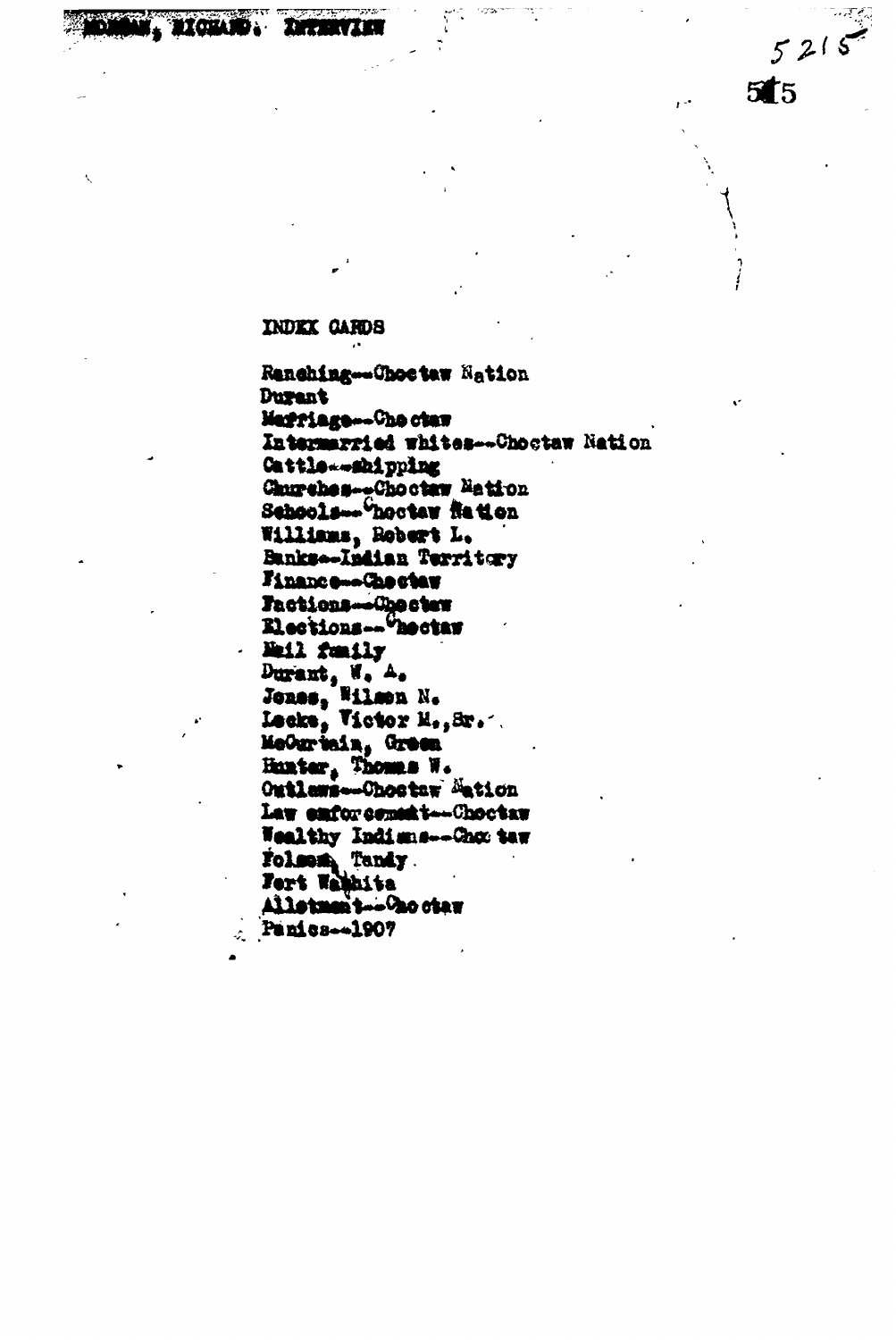MORGAN, RICHARD. INTERVIEW

5215

INDEX CARDS

Ranching--Choctaw Nation
Durant
Marriage--Choctaw
Intermarried whites--Choctaw Nation
Cattle--shipping
Churches--Choctaw Nation
Schools--Choctaw Nation
Williams, Robert L.
Banks--Indian Territory
Finance--Choctaw
Factions--Choctaw
Elections--Choctaw
Mail family
Durant, W. A.
Jones, Wilson N.
Locke, Victor M., Sr.
McCurtain, Green
Hunter, Thomas W.
Outlaws--Choctaw Nation
Law enforcement--Choctaw
Wealthy Indians--Choctaw
Folsom, Tandy
Fort Washita
Allotment--Choctaw
Panics--1907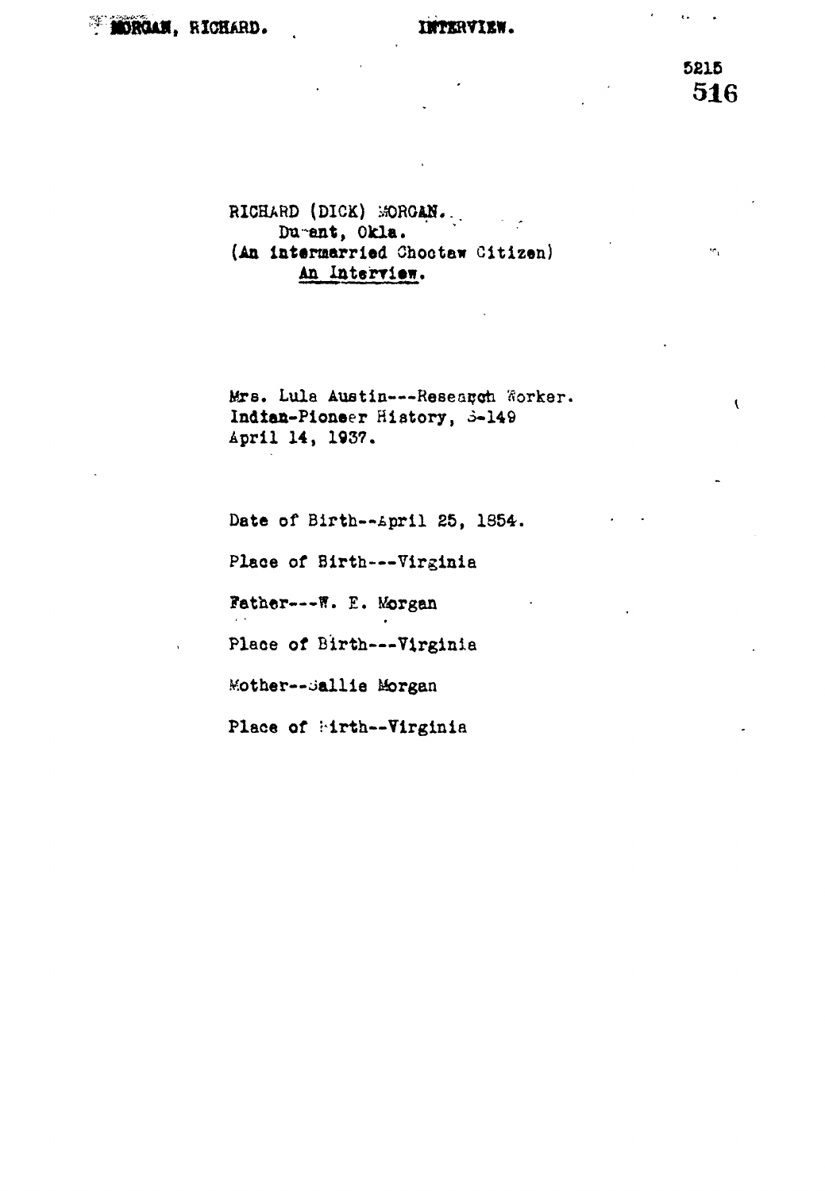RICHARD (DICK) MORGAN.
Du-ant, Okla.
(An intermarried Choctaw Citizen)
An Interview.

Mrs. Lula Austin---Research Worker.
Indian-Pioneer History, S-149
April 14, 1937.

Date of Birth--April 25, 1854.

Place of Birth---Virginia

Father---W. E. Morgan

Place of Birth---Virginia

Mother--Sallie Morgan

Place of Birth--Virginia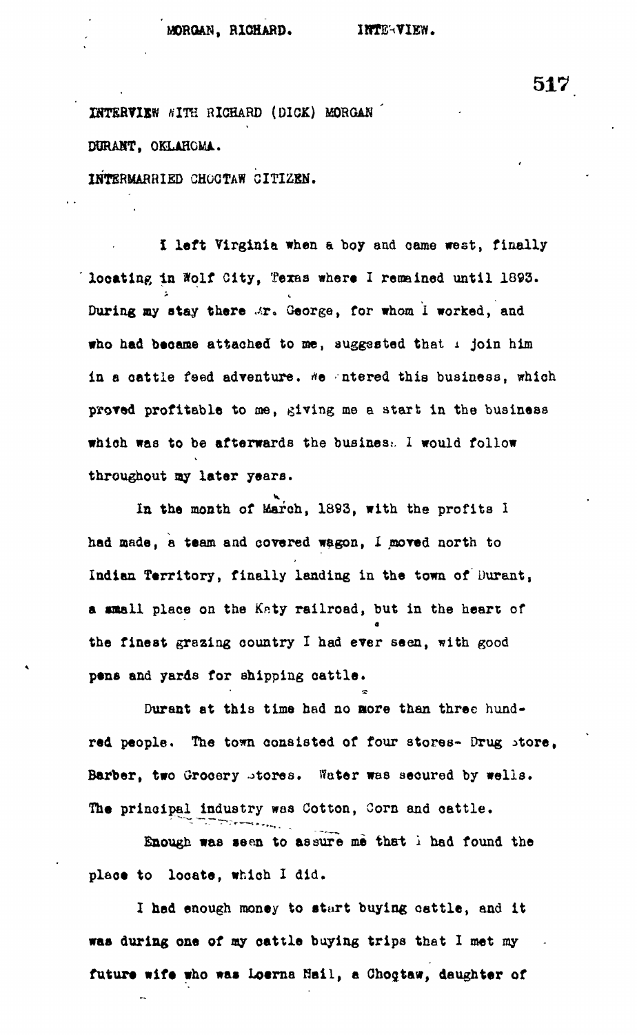INTERVIEW WITH RICHARD (DICK) MORGAN
DURANT, OKLAHOMA.
INTERMARRIED CHOCTAW CITIZEN.

I left Virginia when a boy and came west, finally locating in Wolf City, Texas where I remained until 1893. During my stay there Mr. George, for whom I worked, and who had became attached to me, suggested that I join him in a cattle feed adventure. We entered this business, which proved profitable to me, giving me a start in the business which was to be afterwards the business I would follow throughout my later years.

In the month of March, 1893, with the profits I had made, a team and covered wagon, I moved north to Indian Territory, finally landing in the town of Durant, a small place on the Katy railroad, but in the heart of the finest grazing country I had ever seen, with good pens and yards for shipping cattle.

Durant at this time had no more than three hundred people. The town consisted of four stores- Drug store, Barber, two Grocery stores. Water was secured by wells. The principal industry was Cotton, Corn and cattle.

Enough was seen to assure me that I had found the place to locate, which I did.

I had enough money to start buying cattle, and it was during one of my cattle buying trips that I met my future wife who was Loerna Nail, a Choctaw, daughter of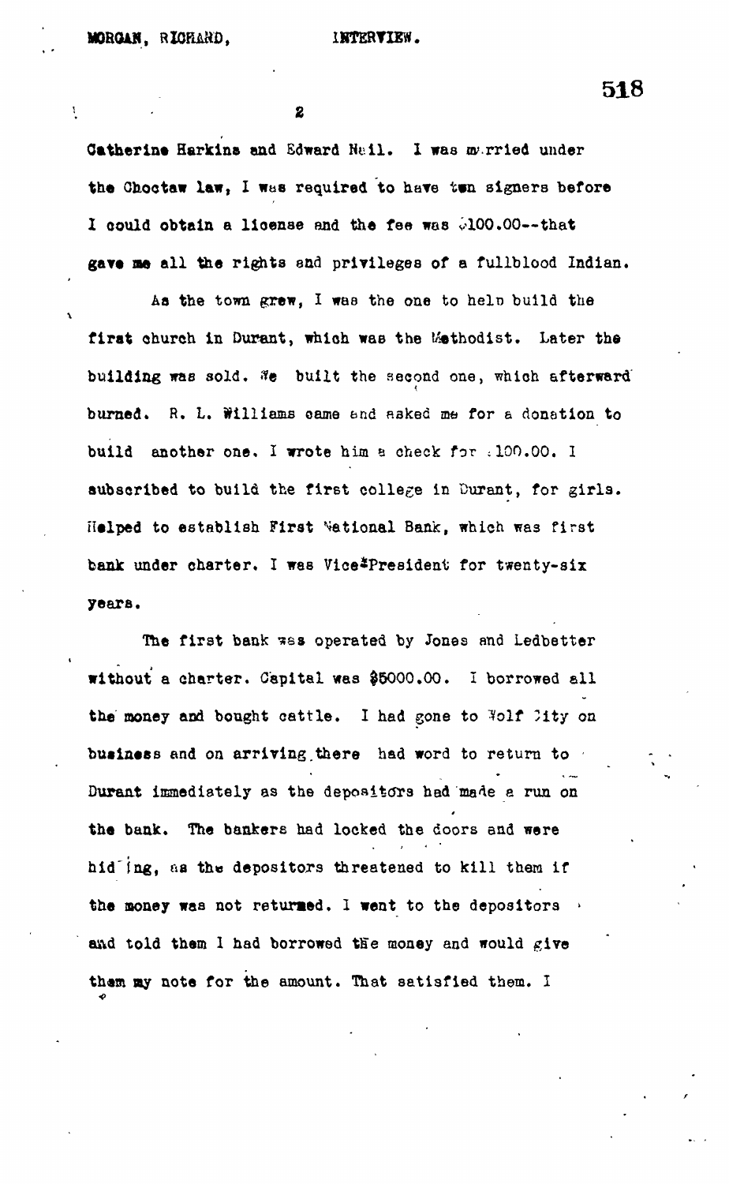Catherine Harkins and Edward Neil. I was married under the Choctaw law, I was required to have ten signers before I could obtain a license and the fee was $100.00--that gave me all the rights and privileges of a fullblood Indian.

As the town grew, I was the one to help build the first church in Durant, which was the Methodist. Later the building was sold. We built the second one, which afterward burned. R. L. Williams came and asked me for a donation to build another one. I wrote him a check for $100.00. I subscribed to build the first college in Durant, for girls. Helped to establish First National Bank, which was first bank under charter. I was Vice-President for twenty-six years.

The first bank was operated by Jones and Ledbetter without a charter. Capital was $5000.00. I borrowed all the money and bought cattle. I had gone to Wolf City on business and on arriving there had word to return to Durant immediately as the depositors had made a run on the bank. The bankers had locked the doors and were hiding, as the depositors threatened to kill them if the money was not returned. I went to the depositors and told them I had borrowed the money and would give them my note for the amount. That satisfied them. I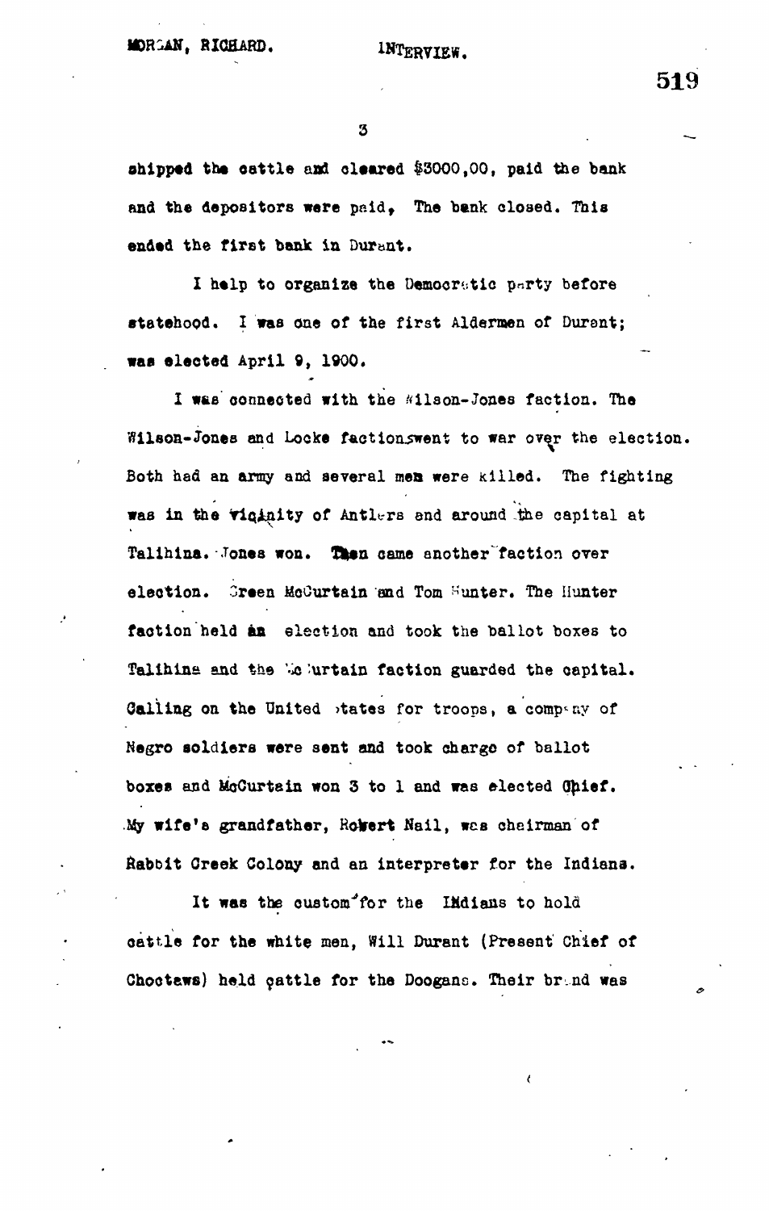shipped the cattle and cleared $3000,00, paid the bank and the depositors were paid, The bank closed. This ended the first bank in Durant.

I help to organize the Democratic party before statehood. I was one of the first Aldermen of Durant; was elected April 9, 1900.

I was connected with the Wilson-Jones faction. The Wilson-Jones and Locke factions went to war over the election. Both had an army and several men were killed. The fighting was in the vicinity of Antlers and around the capital at Talihina. Jones won. Then came another faction over election. Green McCurtain and Tom Hunter. The Hunter faction held an election and took the ballot boxes to Talihina and the McCurtain faction guarded the capital. Calling on the United States for troops, a company of Negro soldiers were sent and took charge of ballot boxes and McCurtain won 3 to 1 and was elected Chief. My wife's grandfather, Robert Nail, was chairman of Rabbit Creek Colony and an interpreter for the Indians.

It was the custom for the Indians to hold cattle for the white men, Will Durant (Present Chief of Choctaws) held cattle for the Doogans. Their brand was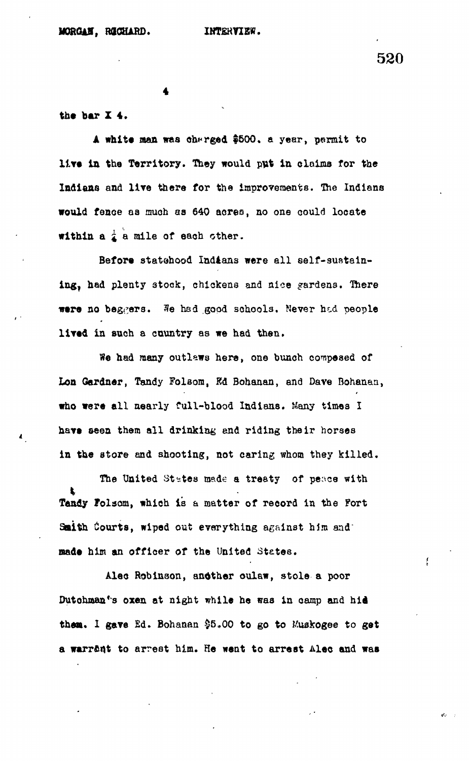the bar X 4.

A white man was charged $500. a year, permit to live in the Territory. They would put in claims for the Indians and live there for the improvements. The Indians would fence as much as 640 acres, no one could locate within a $\frac{1}{4}$ a mile of each other.

Before statehood Indians were all self-sustaining, had plenty stock, chickens and nice gardens. There were no beggars. We had good schools. Never had people lived in such a country as we had then.

We had many outlaws here, one bunch composed of Lon Gardner, Tandy Folsom, Ed Bohanan, and Dave Bohanan, who were all nearly full-blood Indians. Many times I have seen them all drinking and riding their horses in the store and shooting, not caring whom they killed.

The United States made a treaty of peace with Tandy Folsom, which is a matter of record in the Fort Smith Courts, wiped out everything against him and made him an officer of the United States.

Alec Robinson, another oulaw, stole a poor Dutchman's oxen at night while he was in camp and hid them. I gave Ed. Bohanan $5.00 to go to Muskogee to get a warrant to arrest him. He went to arrest Alec and was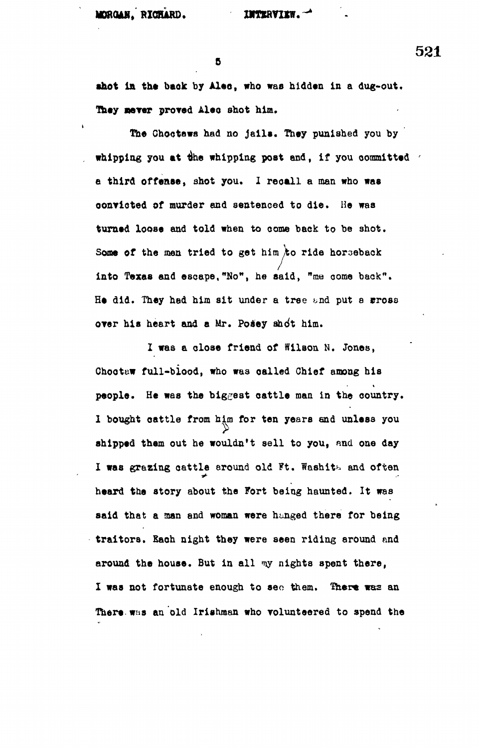shot in the back by Alec, who was hidden in a dug-out. They never proved Alec shot him.

The Choctaws had no jails. They punished you by whipping you at the whipping post and, if you committed a third offense, shot you. I recall a man who was convicted of murder and sentenced to die. He was turned loose and told when to come back to be shot. Some of the men tried to get him to ride horseback into Texas and escape."No", he said, "me come back". He did. They had him sit under a tree and put a cross over his heart and a Mr. Posey shot him.

I was a close friend of Wilson N. Jones, Choctaw full-blood, who was called Chief among his people. He was the biggest cattle man in the country. I bought cattle from him for ten years and unless you shipped them out he wouldn't sell to you, and one day I was grazing cattle around old Ft. Washita and often heard the story about the Fort being haunted. It was said that a man and woman were hanged there for being traitors. Each night they were seen riding around and around the house. But in all my nights spent there, I was not fortunate enough to see them. There was an There was an old Irishman who volunteered to spend the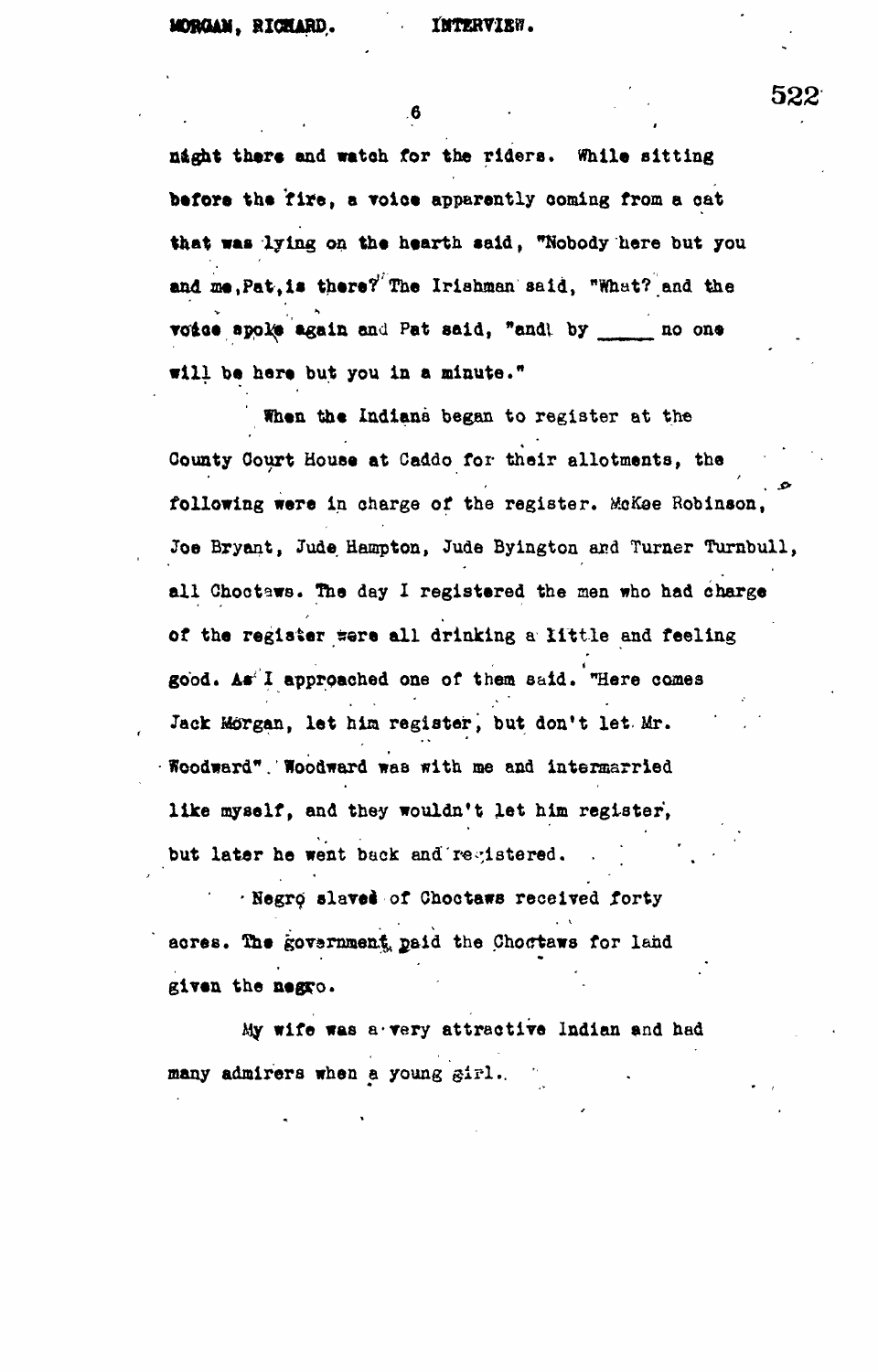night there and watch for the riders. While sitting before the fire, a voice apparently coming from a cat that was lying on the hearth said, "Nobody here but you and me, Pat, is there? The Irishman said, "What? and the voice spoke again and Pat said, "and by _____ no one will be here but you in a minute."

When the Indians began to register at the County Court House at Caddo for their allotments, the following were in charge of the register. McKee Robinson, Joe Bryant, Jude Hampton, Jude Byington and Turner Turnbull, all Choctaws. The day I registered the men who had charge of the register were all drinking a little and feeling good. As I approached one of them said. "Here comes Jack Morgan, let him register, but don't let Mr. Woodward". Woodward was with me and intermarried like myself, and they wouldn't let him register, but later he went back and registered.

Negro slaves of Choctaws received forty acres. The government paid the Choctaws for land given the negro.

My wife was a very attractive Indian and had many admirers when a young girl.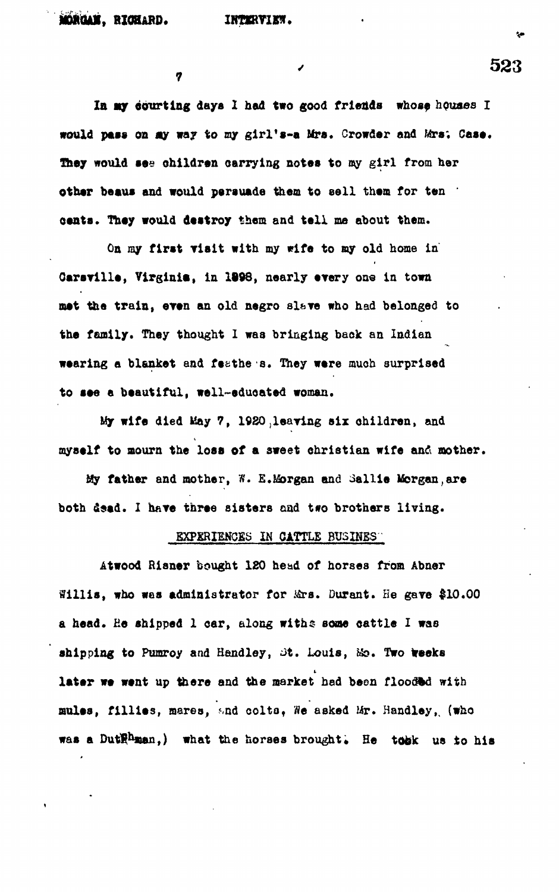In my courting days I had two good friends whose houses I would pass on my way to my girl's-a Mrs. Crowder and Mrs. Case. They would see children carrying notes to my girl from her other beaus and would persuade them to sell them for ten cents. They would destroy them and tell me about them.

On my first visit with my wife to my old home in Carsville, Virginia, in 1898, nearly every one in town met the train, even an old negro slave who had belonged to the family. They thought I was bringing back an Indian wearing a blanket and feathers. They were much surprised to see a beautiful, well-educated woman.

My wife died May 7, 1920, leaving six children, and myself to mourn the loss of a sweet christian wife and mother.

My father and mother, W. E. Morgan and Sallie Morgan, are both dead. I have three sisters and two brothers living.

## EXPERIENCES IN CATTLE BUSINESS

Atwood Risner bought 120 head of horses from Abner Willis, who was administrator for Mrs. Durant. He gave $10.00 a head. He shipped 1 car, along with some cattle I was shipping to Pumroy and Handley, St. Louis, Mo. Two weeks later we went up there and the market had been flooded with mules, fillies, mares, and colts. We asked Mr. Handley, (who was a Dutchman,) what the horses brought. He took us to his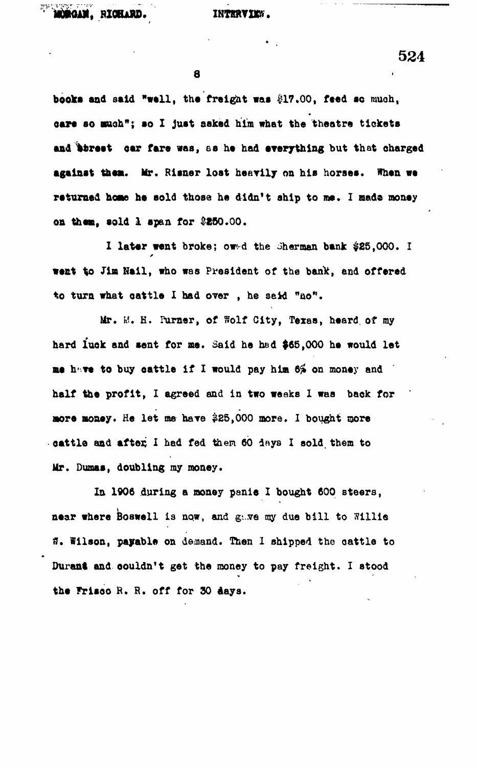books and said "well, the freight was $17.00, feed so much, care so much"; so I just asked him what the theatre tickets and street car fare was, as he had everything but that charged against them. Mr. Risner lost heavily on his horses. When we returned home he sold those he didn't ship to me. I made money on them, sold 1 span for $250.00.

I later went broke; owed the Sherman bank $25,000. I went to Jim Nail, who was President of the bank, and offered to turn what cattle I had over , he said "no".

Mr. M. H. Turner, of Wolf City, Texas, heard of my hard luck and sent for me. Said he had $65,000 he would let me have to buy cattle if I would pay him 6% on money and half the profit, I agreed and in two weeks I was back for more money. He let me have $25,000 more. I bought more cattle and after I had fed them 60 days I sold them to Mr. Dumas, doubling my money.

In 1906 during a money panic I bought 600 steers, near where Boswell is now, and gave my due bill to Willie W. Wilson, payable on demand. Then I shipped the cattle to Durant and couldn't get the money to pay freight. I stood the Frisco R. R. off for 30 days.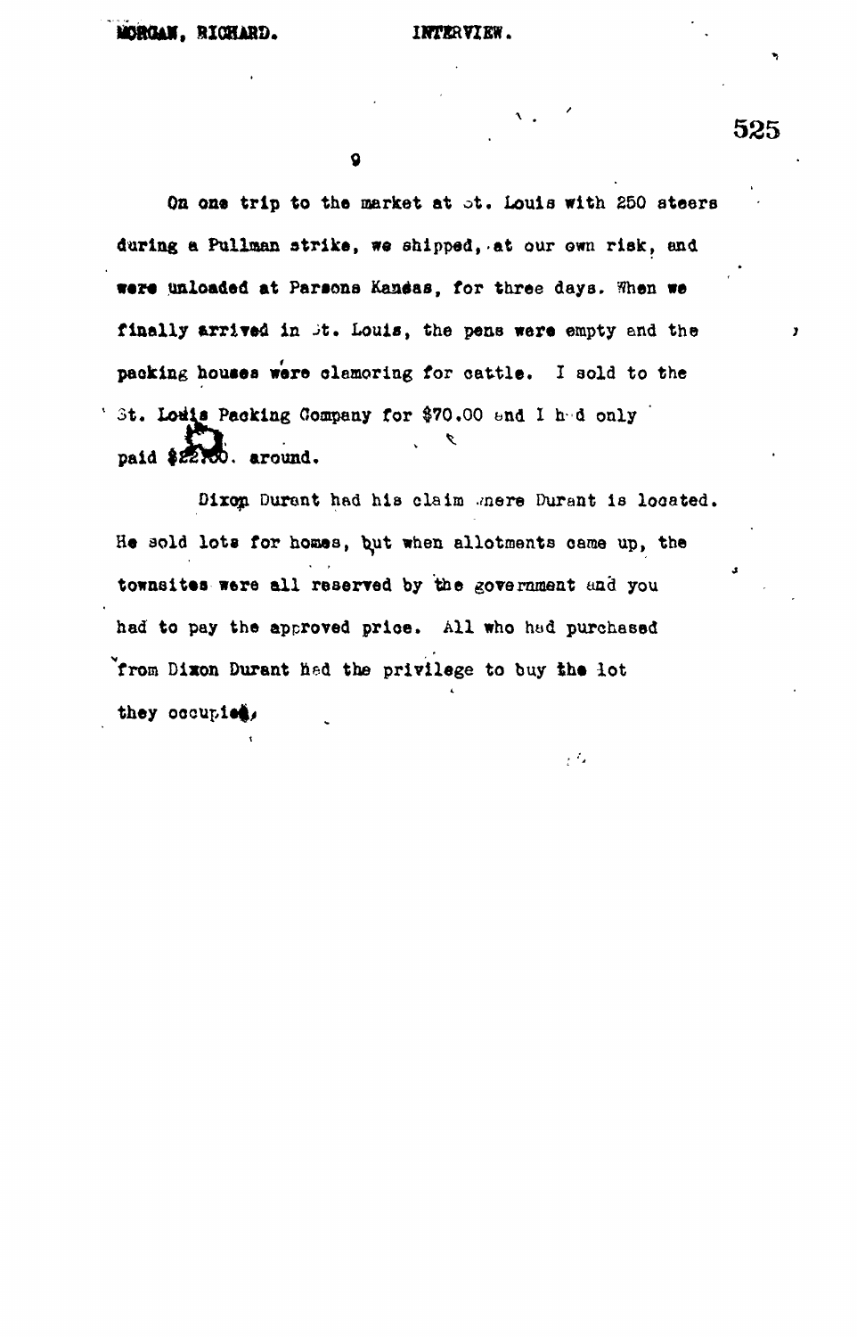On one trip to the market at St. Louis with 250 steers during a Pullman strike, we shipped, at our own risk, and were unloaded at Parsons Kansas, for three days. When we finally arrived in St. Louis, the pens were empty and the packing houses were clamoring for cattle. I sold to the St. Louis Packing Company for $70.00 and I had only paid $22.00. around.

Dixon Durant had his claim where Durant is located. He sold lots for homes, but when allotments came up, the townsites were all reserved by the government and you had to pay the approved price. All who had purchased from Dixon Durant had the privilege to buy the lot they occupied.